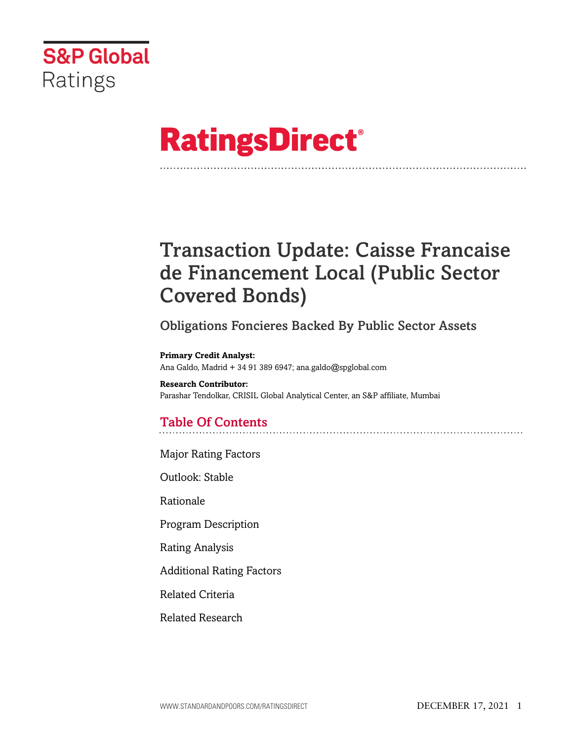S&P Global Ratings

# RatingsDirect®

# Transaction Update: Caisse Francaise de Financement Local (Public Sector Covered Bonds)

## Obligations Foncieres Backed By Public Sector Assets

**Primary Credit Analyst:**
Ana Galdo, Madrid + 34 91 389 6947; ana.galdo@spglobal.com

**Research Contributor:**
Parashar Tendolkar, CRISIL Global Analytical Center, an S&P affiliate, Mumbai

## Table Of Contents

Major Rating Factors

Outlook: Stable

Rationale

Program Description

Rating Analysis

Additional Rating Factors

Related Criteria

Related Research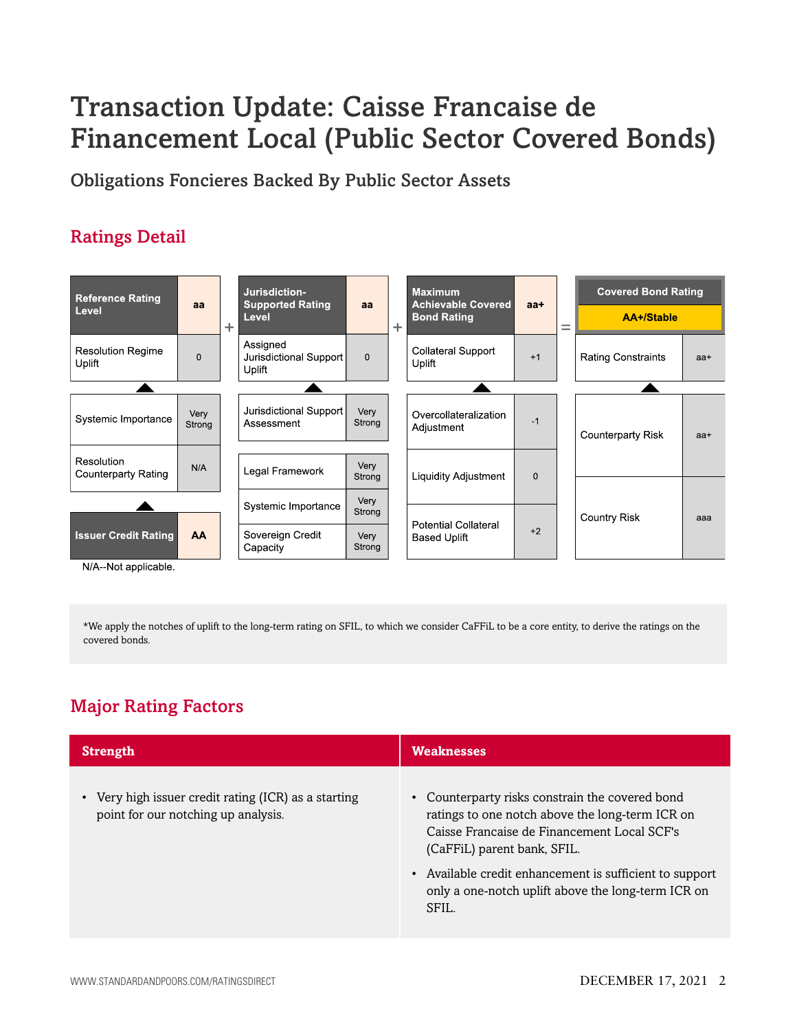# Transaction Update: Caisse Francaise de Financement Local (Public Sector Covered Bonds)

## Obligations Foncieres Backed By Public Sector Assets

## Ratings Detail

| Reference Rating Level | aa |
|---|---|
| Resolution Regime Uplift | 0 |
| Systemic Importance | Very Strong |
| Resolution Counterparty Rating | N/A |
| Issuer Credit Rating | AA |

+

| Jurisdiction-Supported Rating Level | aa |
|---|---|
| Assigned Jurisdictional Support Uplift | 0 |
| Jurisdictional Support Assessment | Very Strong |
| Legal Framework | Very Strong |
| Systemic Importance | Very Strong |
| Sovereign Credit Capacity | Very Strong |

+

| Maximum Achievable Covered Bond Rating | aa+ |
|---|---|
| Collateral Support Uplift | +1 |
| Overcollateralization Adjustment | -1 |
| Liquidity Adjustment | 0 |
| Potential Collateral Based Uplift | +2 |

=

| Covered Bond Rating | AA+/Stable |
|---|---|
| Rating Constraints | aa+ |
| Counterparty Risk | aa+ |
| Country Risk | aaa |

N/A--Not applicable.

*We apply the notches of uplift to the long-term rating on SFIL, to which we consider CaFFiL to be a core entity, to derive the ratings on the covered bonds.

## Major Rating Factors

| Strength | Weaknesses |
|---|---|
| • Very high issuer credit rating (ICR) as a starting point for our notching up analysis. | • Counterparty risks constrain the covered bond ratings to one notch above the long-term ICR on Caisse Francaise de Financement Local SCF's (CaFFiL) parent bank, SFIL.<br>• Available credit enhancement is sufficient to support only a one-notch uplift above the long-term ICR on SFIL. |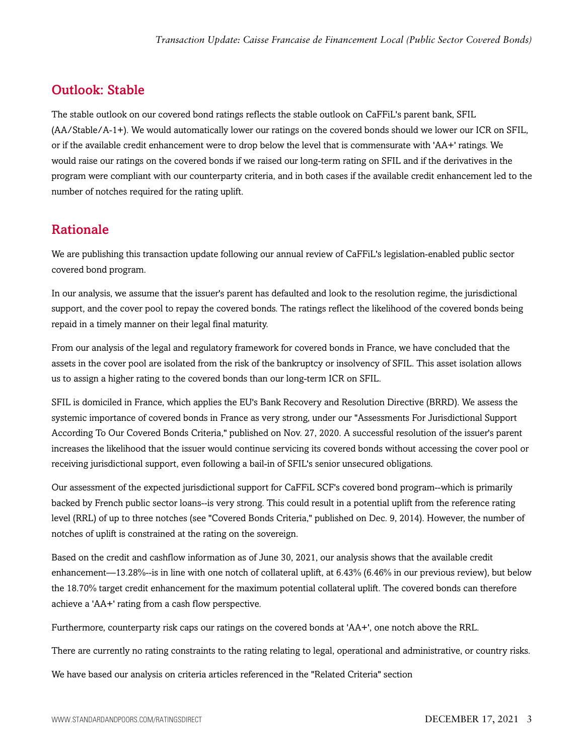## Outlook: Stable

The stable outlook on our covered bond ratings reflects the stable outlook on CaFFiL's parent bank, SFIL (AA/Stable/A-1+). We would automatically lower our ratings on the covered bonds should we lower our ICR on SFIL, or if the available credit enhancement were to drop below the level that is commensurate with 'AA+' ratings. We would raise our ratings on the covered bonds if we raised our long-term rating on SFIL and if the derivatives in the program were compliant with our counterparty criteria, and in both cases if the available credit enhancement led to the number of notches required for the rating uplift.

## Rationale

We are publishing this transaction update following our annual review of CaFFiL's legislation-enabled public sector covered bond program.

In our analysis, we assume that the issuer's parent has defaulted and look to the resolution regime, the jurisdictional support, and the cover pool to repay the covered bonds. The ratings reflect the likelihood of the covered bonds being repaid in a timely manner on their legal final maturity.

From our analysis of the legal and regulatory framework for covered bonds in France, we have concluded that the assets in the cover pool are isolated from the risk of the bankruptcy or insolvency of SFIL. This asset isolation allows us to assign a higher rating to the covered bonds than our long-term ICR on SFIL.

SFIL is domiciled in France, which applies the EU's Bank Recovery and Resolution Directive (BRRD). We assess the systemic importance of covered bonds in France as very strong, under our "Assessments For Jurisdictional Support According To Our Covered Bonds Criteria," published on Nov. 27, 2020. A successful resolution of the issuer's parent increases the likelihood that the issuer would continue servicing its covered bonds without accessing the cover pool or receiving jurisdictional support, even following a bail-in of SFIL's senior unsecured obligations.

Our assessment of the expected jurisdictional support for CaFFiL SCF's covered bond program--which is primarily backed by French public sector loans--is very strong. This could result in a potential uplift from the reference rating level (RRL) of up to three notches (see "Covered Bonds Criteria," published on Dec. 9, 2014). However, the number of notches of uplift is constrained at the rating on the sovereign.

Based on the credit and cashflow information as of June 30, 2021, our analysis shows that the available credit enhancement—13.28%--is in line with one notch of collateral uplift, at 6.43% (6.46% in our previous review), but below the 18.70% target credit enhancement for the maximum potential collateral uplift. The covered bonds can therefore achieve a 'AA+' rating from a cash flow perspective.

Furthermore, counterparty risk caps our ratings on the covered bonds at 'AA+', one notch above the RRL.

There are currently no rating constraints to the rating relating to legal, operational and administrative, or country risks.

We have based our analysis on criteria articles referenced in the "Related Criteria" section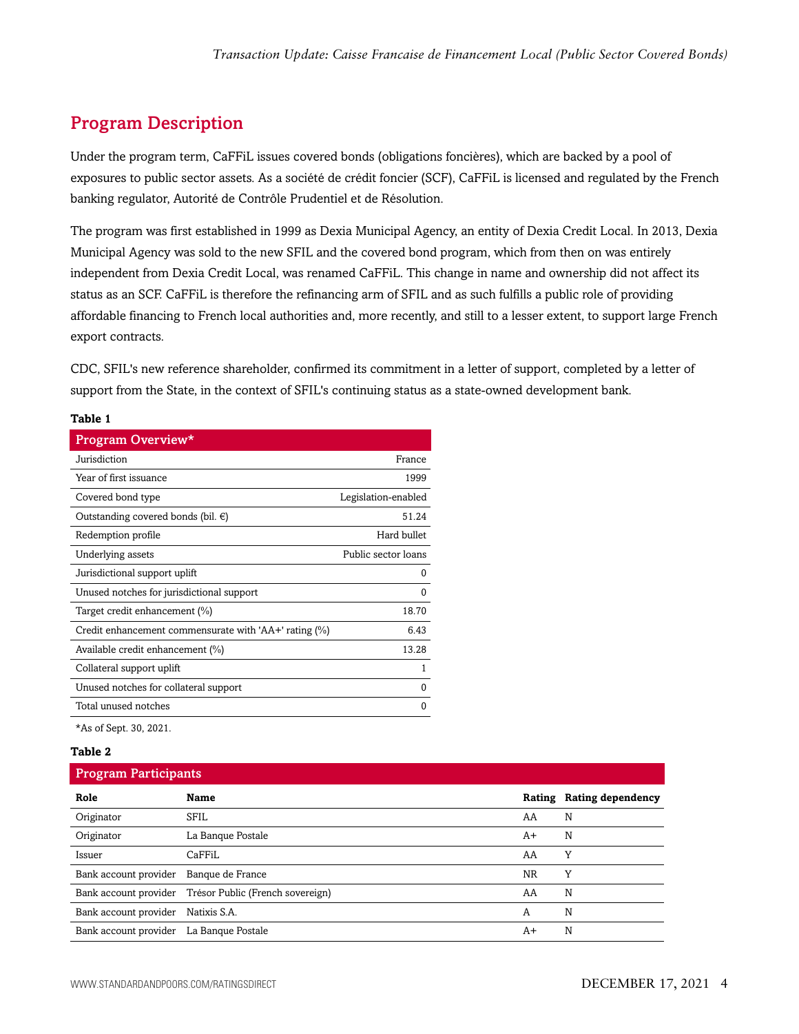## Program Description

Under the program term, CaFFiL issues covered bonds (obligations foncières), which are backed by a pool of exposures to public sector assets. As a société de crédit foncier (SCF), CaFFiL is licensed and regulated by the French banking regulator, Autorité de Contrôle Prudentiel et de Résolution.

The program was first established in 1999 as Dexia Municipal Agency, an entity of Dexia Credit Local. In 2013, Dexia Municipal Agency was sold to the new SFIL and the covered bond program, which from then on was entirely independent from Dexia Credit Local, was renamed CaFFiL. This change in name and ownership did not affect its status as an SCF. CaFFiL is therefore the refinancing arm of SFIL and as such fulfills a public role of providing affordable financing to French local authorities and, more recently, and still to a lesser extent, to support large French export contracts.

CDC, SFIL's new reference shareholder, confirmed its commitment in a letter of support, completed by a letter of support from the State, in the context of SFIL's continuing status as a state-owned development bank.

**Table 1**

| Program Overview* | |
|---|---|
| Jurisdiction | France |
| Year of first issuance | 1999 |
| Covered bond type | Legislation-enabled |
| Outstanding covered bonds (bil. €) | 51.24 |
| Redemption profile | Hard bullet |
| Underlying assets | Public sector loans |
| Jurisdictional support uplift | 0 |
| Unused notches for jurisdictional support | 0 |
| Target credit enhancement (%) | 18.70 |
| Credit enhancement commensurate with 'AA+' rating (%) | 6.43 |
| Available credit enhancement (%) | 13.28 |
| Collateral support uplift | 1 |
| Unused notches for collateral support | 0 |
| Total unused notches | 0 |

*As of Sept. 30, 2021.

**Table 2**

| Role | Name | Rating | Rating dependency |
|---|---|---|---|
| Originator | SFIL | AA | N |
| Originator | La Banque Postale | A+ | N |
| Issuer | CaFFiL | AA | Y |
| Bank account provider | Banque de France | NR | Y |
| Bank account provider | Trésor Public (French sovereign) | AA | N |
| Bank account provider | Natixis S.A. | A | N |
| Bank account provider | La Banque Postale | A+ | N |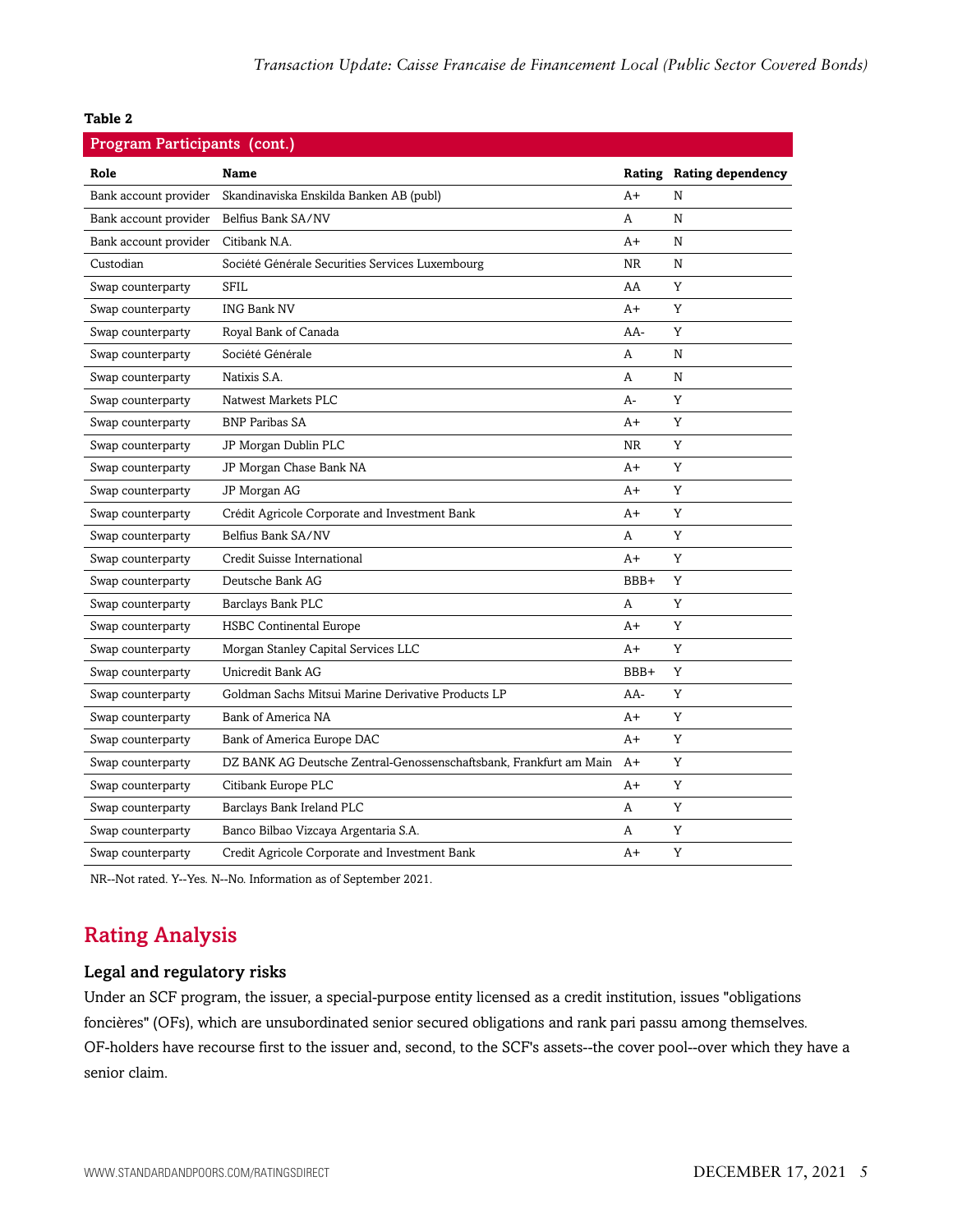**Table 2**

| Program Participants (cont.) | | | |
|---|---|---|---|
| **Role** | **Name** | **Rating** | **Rating dependency** |
| Bank account provider | Skandinaviska Enskilda Banken AB (publ) | A+ | N |
| Bank account provider | Belfius Bank SA/NV | A | N |
| Bank account provider | Citibank N.A. | A+ | N |
| Custodian | Société Générale Securities Services Luxembourg | NR | N |
| Swap counterparty | SFIL | AA | Y |
| Swap counterparty | ING Bank NV | A+ | Y |
| Swap counterparty | Royal Bank of Canada | AA- | Y |
| Swap counterparty | Société Générale | A | N |
| Swap counterparty | Natixis S.A. | A | N |
| Swap counterparty | Natwest Markets PLC | A- | Y |
| Swap counterparty | BNP Paribas SA | A+ | Y |
| Swap counterparty | JP Morgan Dublin PLC | NR | Y |
| Swap counterparty | JP Morgan Chase Bank NA | A+ | Y |
| Swap counterparty | JP Morgan AG | A+ | Y |
| Swap counterparty | Crédit Agricole Corporate and Investment Bank | A+ | Y |
| Swap counterparty | Belfius Bank SA/NV | A | Y |
| Swap counterparty | Credit Suisse International | A+ | Y |
| Swap counterparty | Deutsche Bank AG | BBB+ | Y |
| Swap counterparty | Barclays Bank PLC | A | Y |
| Swap counterparty | HSBC Continental Europe | A+ | Y |
| Swap counterparty | Morgan Stanley Capital Services LLC | A+ | Y |
| Swap counterparty | Unicredit Bank AG | BBB+ | Y |
| Swap counterparty | Goldman Sachs Mitsui Marine Derivative Products LP | AA- | Y |
| Swap counterparty | Bank of America NA | A+ | Y |
| Swap counterparty | Bank of America Europe DAC | A+ | Y |
| Swap counterparty | DZ BANK AG Deutsche Zentral-Genossenschaftsbank, Frankfurt am Main | A+ | Y |
| Swap counterparty | Citibank Europe PLC | A+ | Y |
| Swap counterparty | Barclays Bank Ireland PLC | A | Y |
| Swap counterparty | Banco Bilbao Vizcaya Argentaria S.A. | A | Y |
| Swap counterparty | Credit Agricole Corporate and Investment Bank | A+ | Y |

NR--Not rated. Y--Yes. N--No. Information as of September 2021.

## Rating Analysis

### Legal and regulatory risks

Under an SCF program, the issuer, a special-purpose entity licensed as a credit institution, issues "obligations foncières" (OFs), which are unsubordinated senior secured obligations and rank pari passu among themselves. OF-holders have recourse first to the issuer and, second, to the SCF's assets--the cover pool--over which they have a senior claim.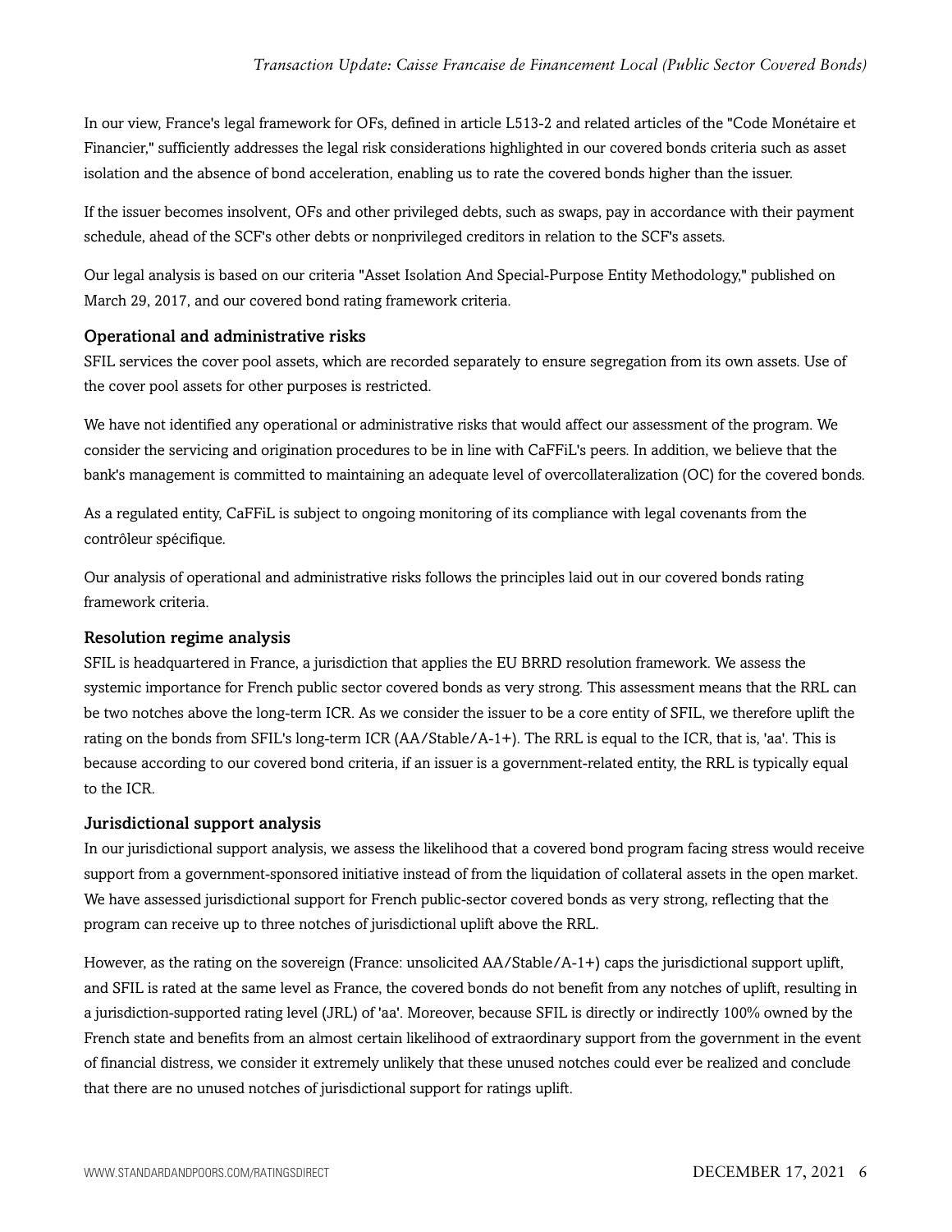In our view, France's legal framework for OFs, defined in article L513-2 and related articles of the "Code Monétaire et Financier," sufficiently addresses the legal risk considerations highlighted in our covered bonds criteria such as asset isolation and the absence of bond acceleration, enabling us to rate the covered bonds higher than the issuer.

If the issuer becomes insolvent, OFs and other privileged debts, such as swaps, pay in accordance with their payment schedule, ahead of the SCF's other debts or nonprivileged creditors in relation to the SCF's assets.

Our legal analysis is based on our criteria "Asset Isolation And Special-Purpose Entity Methodology," published on March 29, 2017, and our covered bond rating framework criteria.

### Operational and administrative risks

SFIL services the cover pool assets, which are recorded separately to ensure segregation from its own assets. Use of the cover pool assets for other purposes is restricted.

We have not identified any operational or administrative risks that would affect our assessment of the program. We consider the servicing and origination procedures to be in line with CaFFiL's peers. In addition, we believe that the bank's management is committed to maintaining an adequate level of overcollateralization (OC) for the covered bonds.

As a regulated entity, CaFFiL is subject to ongoing monitoring of its compliance with legal covenants from the contrôleur spécifique.

Our analysis of operational and administrative risks follows the principles laid out in our covered bonds rating framework criteria.

### Resolution regime analysis

SFIL is headquartered in France, a jurisdiction that applies the EU BRRD resolution framework. We assess the systemic importance for French public sector covered bonds as very strong. This assessment means that the RRL can be two notches above the long-term ICR. As we consider the issuer to be a core entity of SFIL, we therefore uplift the rating on the bonds from SFIL's long-term ICR (AA/Stable/A-1+). The RRL is equal to the ICR, that is, 'aa'. This is because according to our covered bond criteria, if an issuer is a government-related entity, the RRL is typically equal to the ICR.

### Jurisdictional support analysis

In our jurisdictional support analysis, we assess the likelihood that a covered bond program facing stress would receive support from a government-sponsored initiative instead of from the liquidation of collateral assets in the open market. We have assessed jurisdictional support for French public-sector covered bonds as very strong, reflecting that the program can receive up to three notches of jurisdictional uplift above the RRL.

However, as the rating on the sovereign (France: unsolicited AA/Stable/A-1+) caps the jurisdictional support uplift, and SFIL is rated at the same level as France, the covered bonds do not benefit from any notches of uplift, resulting in a jurisdiction-supported rating level (JRL) of 'aa'. Moreover, because SFIL is directly or indirectly 100% owned by the French state and benefits from an almost certain likelihood of extraordinary support from the government in the event of financial distress, we consider it extremely unlikely that these unused notches could ever be realized and conclude that there are no unused notches of jurisdictional support for ratings uplift.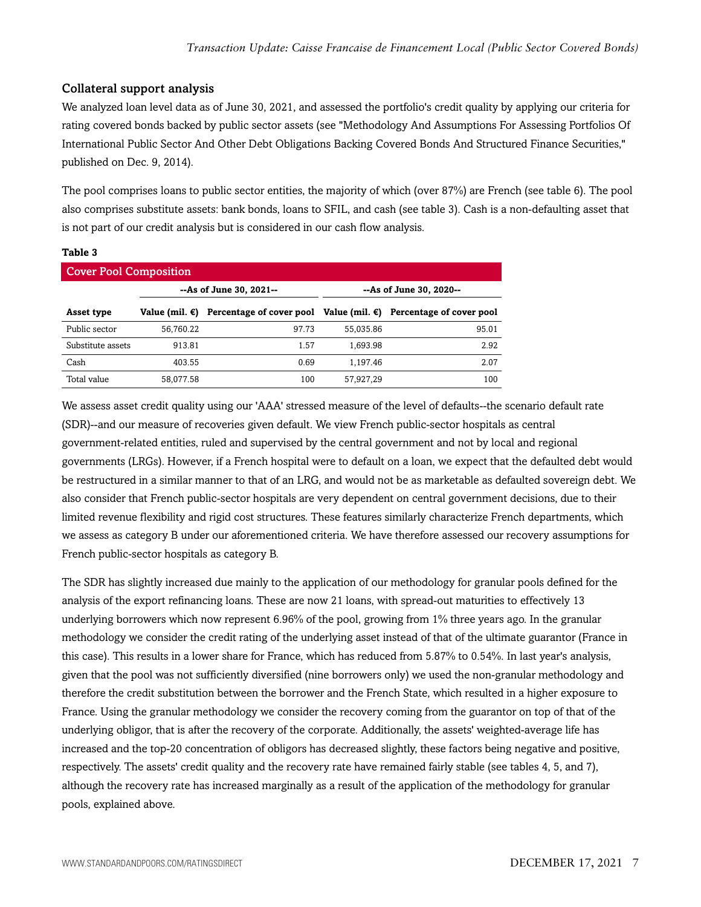### Collateral support analysis

We analyzed loan level data as of June 30, 2021, and assessed the portfolio's credit quality by applying our criteria for rating covered bonds backed by public sector assets (see "Methodology And Assumptions For Assessing Portfolios Of International Public Sector And Other Debt Obligations Backing Covered Bonds And Structured Finance Securities," published on Dec. 9, 2014).

The pool comprises loans to public sector entities, the majority of which (over 87%) are French (see table 6). The pool also comprises substitute assets: bank bonds, loans to SFIL, and cash (see table 3). Cash is a non-defaulting asset that is not part of our credit analysis but is considered in our cash flow analysis.

**Table 3**

**Cover Pool Composition**

| | --As of June 30, 2021-- | | --As of June 30, 2020-- | |
|---|---|---|---|---|
| **Asset type** | **Value (mil. €)** | **Percentage of cover pool** | **Value (mil. €)** | **Percentage of cover pool** |
| Public sector | 56,760.22 | 97.73 | 55,035.86 | 95.01 |
| Substitute assets | 913.81 | 1.57 | 1,693.98 | 2.92 |
| Cash | 403.55 | 0.69 | 1,197.46 | 2.07 |
| Total value | 58,077.58 | 100 | 57,927,29 | 100 |

We assess asset credit quality using our 'AAA' stressed measure of the level of defaults--the scenario default rate (SDR)--and our measure of recoveries given default. We view French public-sector hospitals as central government-related entities, ruled and supervised by the central government and not by local and regional governments (LRGs). However, if a French hospital were to default on a loan, we expect that the defaulted debt would be restructured in a similar manner to that of an LRG, and would not be as marketable as defaulted sovereign debt. We also consider that French public-sector hospitals are very dependent on central government decisions, due to their limited revenue flexibility and rigid cost structures. These features similarly characterize French departments, which we assess as category B under our aforementioned criteria. We have therefore assessed our recovery assumptions for French public-sector hospitals as category B.

The SDR has slightly increased due mainly to the application of our methodology for granular pools defined for the analysis of the export refinancing loans. These are now 21 loans, with spread-out maturities to effectively 13 underlying borrowers which now represent 6.96% of the pool, growing from 1% three years ago. In the granular methodology we consider the credit rating of the underlying asset instead of that of the ultimate guarantor (France in this case). This results in a lower share for France, which has reduced from 5.87% to 0.54%. In last year's analysis, given that the pool was not sufficiently diversified (nine borrowers only) we used the non-granular methodology and therefore the credit substitution between the borrower and the French State, which resulted in a higher exposure to France. Using the granular methodology we consider the recovery coming from the guarantor on top of that of the underlying obligor, that is after the recovery of the corporate. Additionally, the assets' weighted-average life has increased and the top-20 concentration of obligors has decreased slightly, these factors being negative and positive, respectively. The assets' credit quality and the recovery rate have remained fairly stable (see tables 4, 5, and 7), although the recovery rate has increased marginally as a result of the application of the methodology for granular pools, explained above.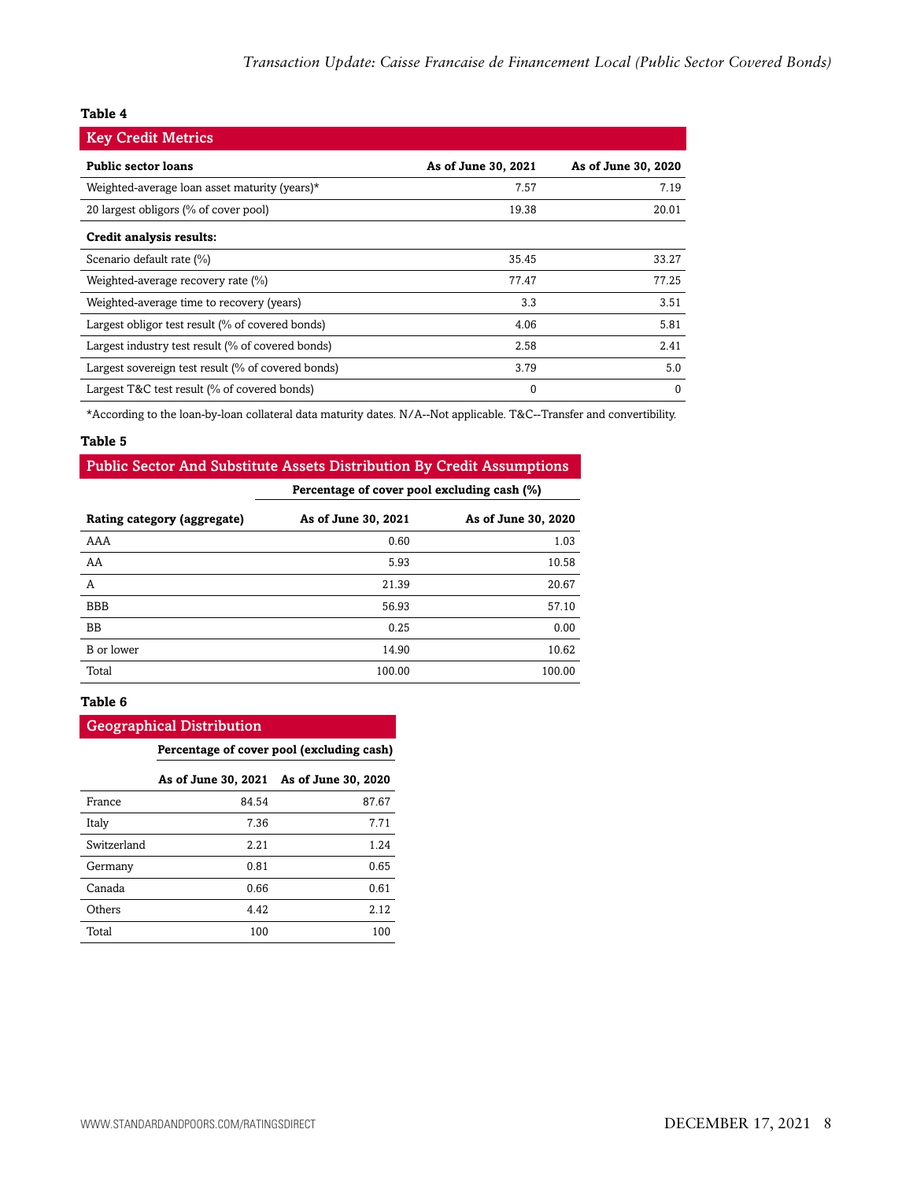**Table 4**

| Key Credit Metrics | | |
|---|---|---|
| **Public sector loans** | **As of June 30, 2021** | **As of June 30, 2020** |
| Weighted-average loan asset maturity (years)* | 7.57 | 7.19 |
| 20 largest obligors (% of cover pool) | 19.38 | 20.01 |
| **Credit analysis results:** | | |
| Scenario default rate (%) | 35.45 | 33.27 |
| Weighted-average recovery rate (%) | 77.47 | 77.25 |
| Weighted-average time to recovery (years) | 3.3 | 3.51 |
| Largest obligor test result (% of covered bonds) | 4.06 | 5.81 |
| Largest industry test result (% of covered bonds) | 2.58 | 2.41 |
| Largest sovereign test result (% of covered bonds) | 3.79 | 5.0 |
| Largest T&C test result (% of covered bonds) | 0 | 0 |

*According to the loan-by-loan collateral data maturity dates. N/A--Not applicable. T&C--Transfer and convertibility.

**Table 5**

| Public Sector And Substitute Assets Distribution By Credit Assumptions | | |
|---|---|---|
| | **Percentage of cover pool excluding cash (%)** | |
| **Rating category (aggregate)** | **As of June 30, 2021** | **As of June 30, 2020** |
| AAA | 0.60 | 1.03 |
| AA | 5.93 | 10.58 |
| A | 21.39 | 20.67 |
| BBB | 56.93 | 57.10 |
| BB | 0.25 | 0.00 |
| B or lower | 14.90 | 10.62 |
| Total | 100.00 | 100.00 |

**Table 6**

| Geographical Distribution | | |
|---|---|---|
| | **Percentage of cover pool (excluding cash)** | |
| | **As of June 30, 2021** | **As of June 30, 2020** |
| France | 84.54 | 87.67 |
| Italy | 7.36 | 7.71 |
| Switzerland | 2.21 | 1.24 |
| Germany | 0.81 | 0.65 |
| Canada | 0.66 | 0.61 |
| Others | 4.42 | 2.12 |
| Total | 100 | 100 |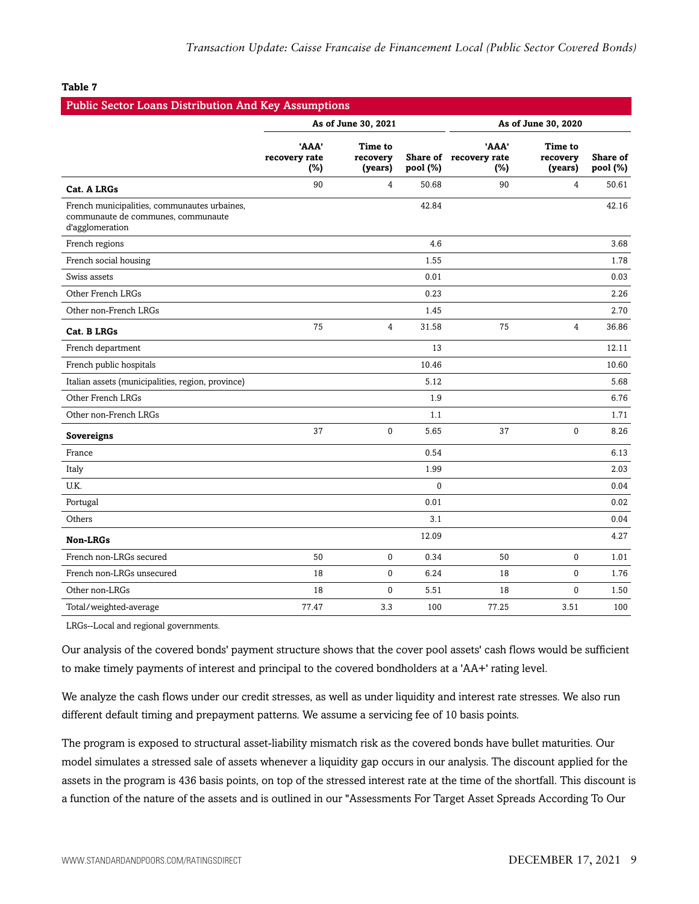**Table 7**

| Public Sector Loans Distribution And Key Assumptions | | | | | | |
|---|---|---|---|---|---|---|
| | As of June 30, 2021 | | | As of June 30, 2020 | | |
| | 'AAA' recovery rate (%) | Time to recovery (years) | Share of pool (%) | 'AAA' recovery rate (%) | Time to recovery (years) | Share of pool (%) |
| **Cat. A LRGs** | 90 | 4 | 50.68 | 90 | 4 | 50.61 |
| French municipalities, communautes urbaines, communaute de communes, communaute d'agglomeration | | | 42.84 | | | 42.16 |
| French regions | | | 4.6 | | | 3.68 |
| French social housing | | | 1.55 | | | 1.78 |
| Swiss assets | | | 0.01 | | | 0.03 |
| Other French LRGs | | | 0.23 | | | 2.26 |
| Other non-French LRGs | | | 1.45 | | | 2.70 |
| **Cat. B LRGs** | 75 | 4 | 31.58 | 75 | 4 | 36.86 |
| French department | | | 13 | | | 12.11 |
| French public hospitals | | | 10.46 | | | 10.60 |
| Italian assets (municipalities, region, province) | | | 5.12 | | | 5.68 |
| Other French LRGs | | | 1.9 | | | 6.76 |
| Other non-French LRGs | | | 1.1 | | | 1.71 |
| **Sovereigns** | 37 | 0 | 5.65 | 37 | 0 | 8.26 |
| France | | | 0.54 | | | 6.13 |
| Italy | | | 1.99 | | | 2.03 |
| U.K. | | | 0 | | | 0.04 |
| Portugal | | | 0.01 | | | 0.02 |
| Others | | | 3.1 | | | 0.04 |
| **Non-LRGs** | | | 12.09 | | | 4.27 |
| French non-LRGs secured | 50 | 0 | 0.34 | 50 | 0 | 1.01 |
| French non-LRGs unsecured | 18 | 0 | 6.24 | 18 | 0 | 1.76 |
| Other non-LRGs | 18 | 0 | 5.51 | 18 | 0 | 1.50 |
| Total/weighted-average | 77.47 | 3.3 | 100 | 77.25 | 3.51 | 100 |

LRGs--Local and regional governments.

Our analysis of the covered bonds' payment structure shows that the cover pool assets' cash flows would be sufficient to make timely payments of interest and principal to the covered bondholders at a 'AA+' rating level.

We analyze the cash flows under our credit stresses, as well as under liquidity and interest rate stresses. We also run different default timing and prepayment patterns. We assume a servicing fee of 10 basis points.

The program is exposed to structural asset-liability mismatch risk as the covered bonds have bullet maturities. Our model simulates a stressed sale of assets whenever a liquidity gap occurs in our analysis. The discount applied for the assets in the program is 436 basis points, on top of the stressed interest rate at the time of the shortfall. This discount is a function of the nature of the assets and is outlined in our "Assessments For Target Asset Spreads According To Our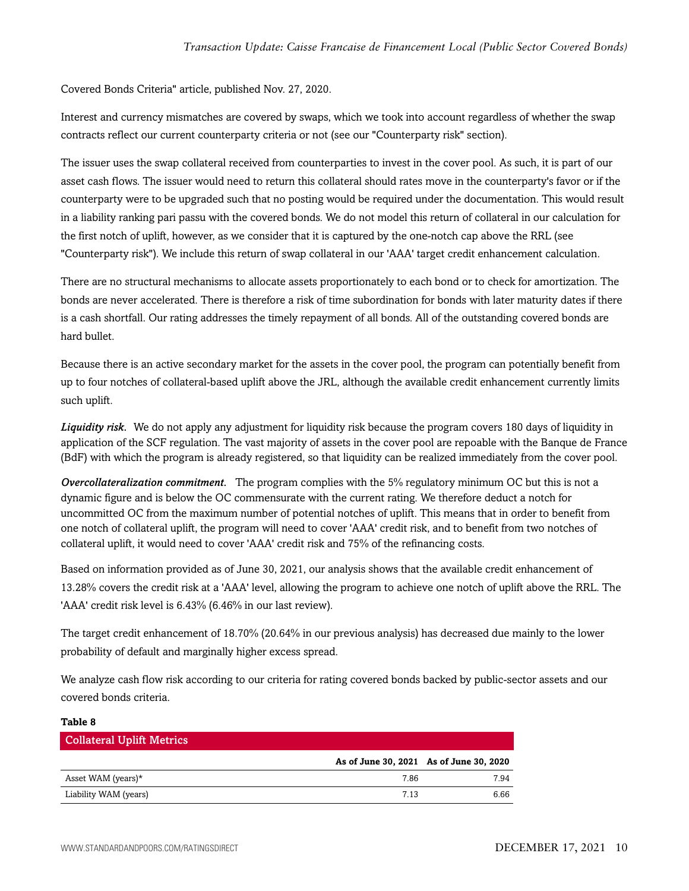Covered Bonds Criteria" article, published Nov. 27, 2020.

Interest and currency mismatches are covered by swaps, which we took into account regardless of whether the swap contracts reflect our current counterparty criteria or not (see our "Counterparty risk" section).

The issuer uses the swap collateral received from counterparties to invest in the cover pool. As such, it is part of our asset cash flows. The issuer would need to return this collateral should rates move in the counterparty's favor or if the counterparty were to be upgraded such that no posting would be required under the documentation. This would result in a liability ranking pari passu with the covered bonds. We do not model this return of collateral in our calculation for the first notch of uplift, however, as we consider that it is captured by the one-notch cap above the RRL (see "Counterparty risk"). We include this return of swap collateral in our 'AAA' target credit enhancement calculation.

There are no structural mechanisms to allocate assets proportionately to each bond or to check for amortization. The bonds are never accelerated. There is therefore a risk of time subordination for bonds with later maturity dates if there is a cash shortfall. Our rating addresses the timely repayment of all bonds. All of the outstanding covered bonds are hard bullet.

Because there is an active secondary market for the assets in the cover pool, the program can potentially benefit from up to four notches of collateral-based uplift above the JRL, although the available credit enhancement currently limits such uplift.

***Liquidity risk.*** We do not apply any adjustment for liquidity risk because the program covers 180 days of liquidity in application of the SCF regulation. The vast majority of assets in the cover pool are repoable with the Banque de France (BdF) with which the program is already registered, so that liquidity can be realized immediately from the cover pool.

***Overcollateralization commitment.*** The program complies with the 5% regulatory minimum OC but this is not a dynamic figure and is below the OC commensurate with the current rating. We therefore deduct a notch for uncommitted OC from the maximum number of potential notches of uplift. This means that in order to benefit from one notch of collateral uplift, the program will need to cover 'AAA' credit risk, and to benefit from two notches of collateral uplift, it would need to cover 'AAA' credit risk and 75% of the refinancing costs.

Based on information provided as of June 30, 2021, our analysis shows that the available credit enhancement of 13.28% covers the credit risk at a 'AAA' level, allowing the program to achieve one notch of uplift above the RRL. The 'AAA' credit risk level is 6.43% (6.46% in our last review).

The target credit enhancement of 18.70% (20.64% in our previous analysis) has decreased due mainly to the lower probability of default and marginally higher excess spread.

We analyze cash flow risk according to our criteria for rating covered bonds backed by public-sector assets and our covered bonds criteria.

**Table 8**

**Collateral Uplift Metrics**

| | As of June 30, 2021 | As of June 30, 2020 |
|---|---|---|
| Asset WAM (years)* | 7.86 | 7.94 |
| Liability WAM (years) | 7.13 | 6.66 |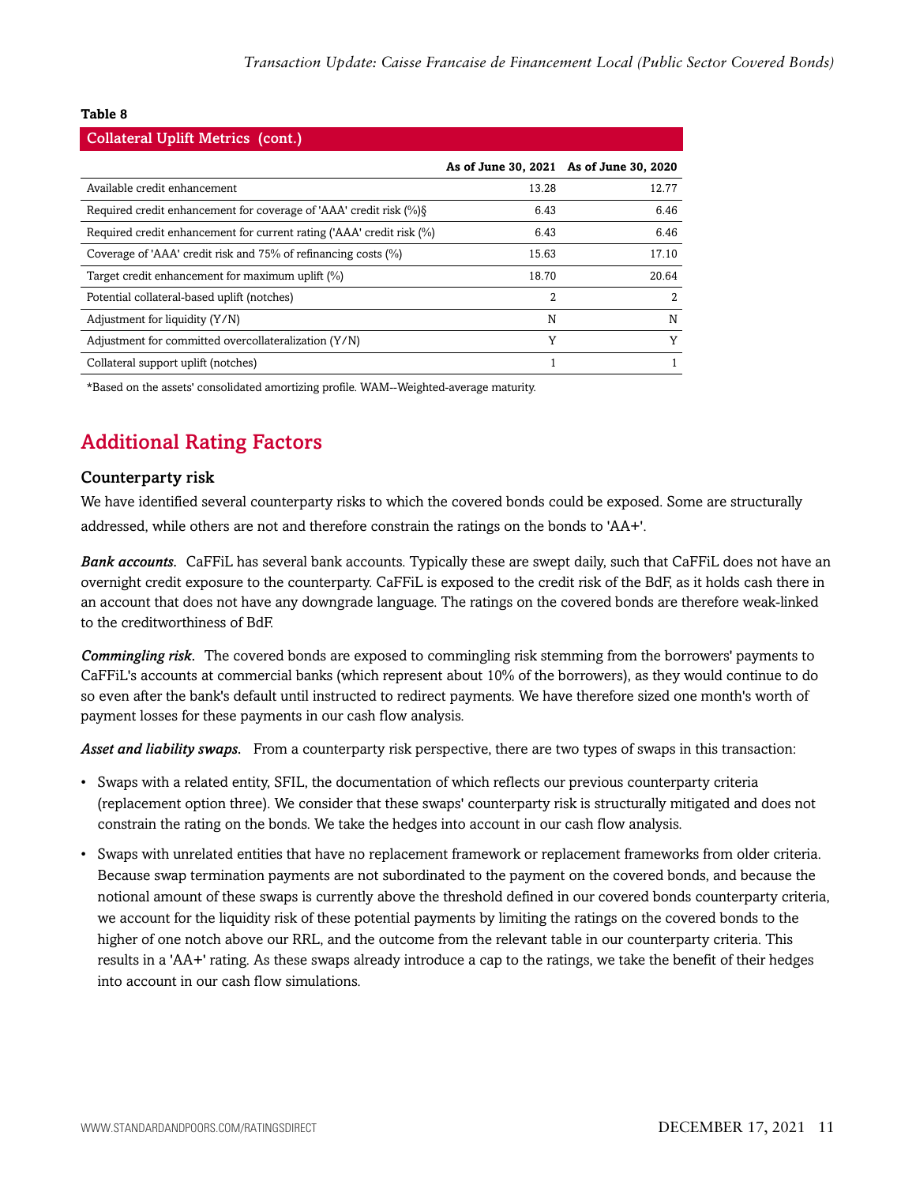**Table 8**

| Collateral Uplift Metrics (cont.) | | |
|---|---|---|
| | As of June 30, 2021 | As of June 30, 2020 |
| Available credit enhancement | 13.28 | 12.77 |
| Required credit enhancement for coverage of 'AAA' credit risk (%)§ | 6.43 | 6.46 |
| Required credit enhancement for current rating ('AAA' credit risk (%) | 6.43 | 6.46 |
| Coverage of 'AAA' credit risk and 75% of refinancing costs (%) | 15.63 | 17.10 |
| Target credit enhancement for maximum uplift (%) | 18.70 | 20.64 |
| Potential collateral-based uplift (notches) | 2 | 2 |
| Adjustment for liquidity (Y/N) | N | N |
| Adjustment for committed overcollateralization (Y/N) | Y | Y |
| Collateral support uplift (notches) | 1 | 1 |

*Based on the assets' consolidated amortizing profile. WAM--Weighted-average maturity.

## Additional Rating Factors

### Counterparty risk

We have identified several counterparty risks to which the covered bonds could be exposed. Some are structurally addressed, while others are not and therefore constrain the ratings on the bonds to 'AA+'.

***Bank accounts.*** CaFFiL has several bank accounts. Typically these are swept daily, such that CaFFiL does not have an overnight credit exposure to the counterparty. CaFFiL is exposed to the credit risk of the BdF, as it holds cash there in an account that does not have any downgrade language. The ratings on the covered bonds are therefore weak-linked to the creditworthiness of BdF.

***Commingling risk.*** The covered bonds are exposed to commingling risk stemming from the borrowers' payments to CaFFiL's accounts at commercial banks (which represent about 10% of the borrowers), as they would continue to do so even after the bank's default until instructed to redirect payments. We have therefore sized one month's worth of payment losses for these payments in our cash flow analysis.

***Asset and liability swaps.*** From a counterparty risk perspective, there are two types of swaps in this transaction:

- Swaps with a related entity, SFIL, the documentation of which reflects our previous counterparty criteria (replacement option three). We consider that these swaps' counterparty risk is structurally mitigated and does not constrain the rating on the bonds. We take the hedges into account in our cash flow analysis.
- Swaps with unrelated entities that have no replacement framework or replacement frameworks from older criteria. Because swap termination payments are not subordinated to the payment on the covered bonds, and because the notional amount of these swaps is currently above the threshold defined in our covered bonds counterparty criteria, we account for the liquidity risk of these potential payments by limiting the ratings on the covered bonds to the higher of one notch above our RRL, and the outcome from the relevant table in our counterparty criteria. This results in a 'AA+' rating. As these swaps already introduce a cap to the ratings, we take the benefit of their hedges into account in our cash flow simulations.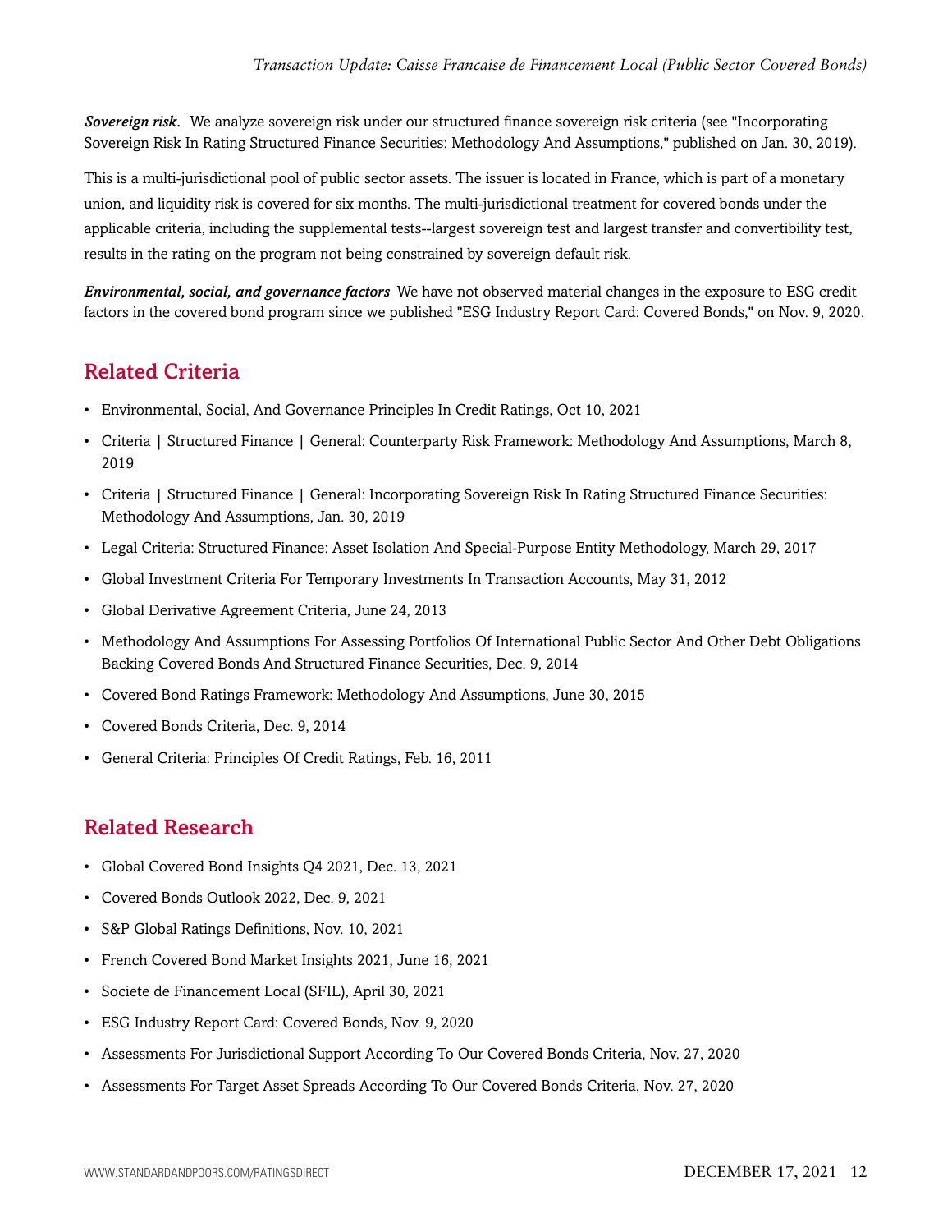***Sovereign risk.*** We analyze sovereign risk under our structured finance sovereign risk criteria (see "Incorporating Sovereign Risk In Rating Structured Finance Securities: Methodology And Assumptions," published on Jan. 30, 2019).

This is a multi-jurisdictional pool of public sector assets. The issuer is located in France, which is part of a monetary union, and liquidity risk is covered for six months. The multi-jurisdictional treatment for covered bonds under the applicable criteria, including the supplemental tests--largest sovereign test and largest transfer and convertibility test, results in the rating on the program not being constrained by sovereign default risk.

***Environmental, social, and governance factors*** We have not observed material changes in the exposure to ESG credit factors in the covered bond program since we published "ESG Industry Report Card: Covered Bonds," on Nov. 9, 2020.

## Related Criteria

- Environmental, Social, And Governance Principles In Credit Ratings, Oct 10, 2021
- Criteria | Structured Finance | General: Counterparty Risk Framework: Methodology And Assumptions, March 8, 2019
- Criteria | Structured Finance | General: Incorporating Sovereign Risk In Rating Structured Finance Securities: Methodology And Assumptions, Jan. 30, 2019
- Legal Criteria: Structured Finance: Asset Isolation And Special-Purpose Entity Methodology, March 29, 2017
- Global Investment Criteria For Temporary Investments In Transaction Accounts, May 31, 2012
- Global Derivative Agreement Criteria, June 24, 2013
- Methodology And Assumptions For Assessing Portfolios Of International Public Sector And Other Debt Obligations Backing Covered Bonds And Structured Finance Securities, Dec. 9, 2014
- Covered Bond Ratings Framework: Methodology And Assumptions, June 30, 2015
- Covered Bonds Criteria, Dec. 9, 2014
- General Criteria: Principles Of Credit Ratings, Feb. 16, 2011

## Related Research

- Global Covered Bond Insights Q4 2021, Dec. 13, 2021
- Covered Bonds Outlook 2022, Dec. 9, 2021
- S&P Global Ratings Definitions, Nov. 10, 2021
- French Covered Bond Market Insights 2021, June 16, 2021
- Societe de Financement Local (SFIL), April 30, 2021
- ESG Industry Report Card: Covered Bonds, Nov. 9, 2020
- Assessments For Jurisdictional Support According To Our Covered Bonds Criteria, Nov. 27, 2020
- Assessments For Target Asset Spreads According To Our Covered Bonds Criteria, Nov. 27, 2020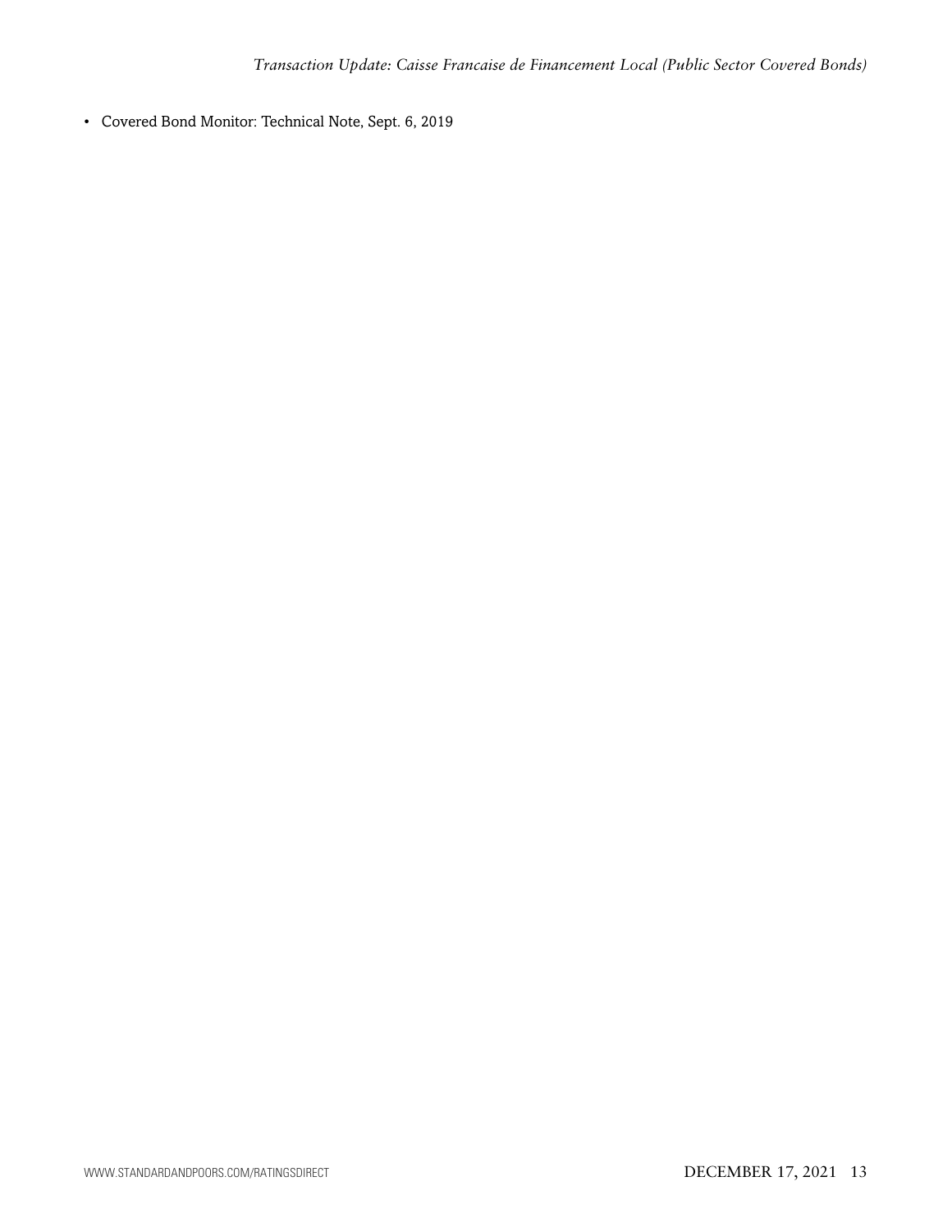- Covered Bond Monitor: Technical Note, Sept. 6, 2019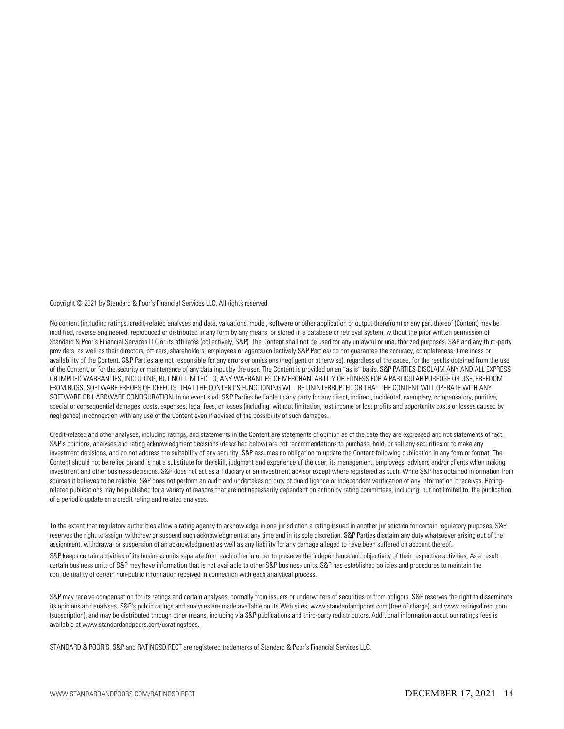Copyright © 2021 by Standard & Poor's Financial Services LLC. All rights reserved.

No content (including ratings, credit-related analyses and data, valuations, model, software or other application or output therefrom) or any part thereof (Content) may be modified, reverse engineered, reproduced or distributed in any form by any means, or stored in a database or retrieval system, without the prior written permission of Standard & Poor's Financial Services LLC or its affiliates (collectively, S&P). The Content shall not be used for any unlawful or unauthorized purposes. S&P and any third-party providers, as well as their directors, officers, shareholders, employees or agents (collectively S&P Parties) do not guarantee the accuracy, completeness, timeliness or availability of the Content. S&P Parties are not responsible for any errors or omissions (negligent or otherwise), regardless of the cause, for the results obtained from the use of the Content, or for the security or maintenance of any data input by the user. The Content is provided on an "as is" basis. S&P PARTIES DISCLAIM ANY AND ALL EXPRESS OR IMPLIED WARRANTIES, INCLUDING, BUT NOT LIMITED TO, ANY WARRANTIES OF MERCHANTABILITY OR FITNESS FOR A PARTICULAR PURPOSE OR USE, FREEDOM FROM BUGS, SOFTWARE ERRORS OR DEFECTS, THAT THE CONTENT'S FUNCTIONING WILL BE UNINTERRUPTED OR THAT THE CONTENT WILL OPERATE WITH ANY SOFTWARE OR HARDWARE CONFIGURATION. In no event shall S&P Parties be liable to any party for any direct, indirect, incidental, exemplary, compensatory, punitive, special or consequential damages, costs, expenses, legal fees, or losses (including, without limitation, lost income or lost profits and opportunity costs or losses caused by negligence) in connection with any use of the Content even if advised of the possibility of such damages.

Credit-related and other analyses, including ratings, and statements in the Content are statements of opinion as of the date they are expressed and not statements of fact. S&P's opinions, analyses and rating acknowledgment decisions (described below) are not recommendations to purchase, hold, or sell any securities or to make any investment decisions, and do not address the suitability of any security. S&P assumes no obligation to update the Content following publication in any form or format. The Content should not be relied on and is not a substitute for the skill, judgment and experience of the user, its management, employees, advisors and/or clients when making investment and other business decisions. S&P does not act as a fiduciary or an investment advisor except where registered as such. While S&P has obtained information from sources it believes to be reliable, S&P does not perform an audit and undertakes no duty of due diligence or independent verification of any information it receives. Rating-related publications may be published for a variety of reasons that are not necessarily dependent on action by rating committees, including, but not limited to, the publication of a periodic update on a credit rating and related analyses.

To the extent that regulatory authorities allow a rating agency to acknowledge in one jurisdiction a rating issued in another jurisdiction for certain regulatory purposes, S&P reserves the right to assign, withdraw or suspend such acknowledgment at any time and in its sole discretion. S&P Parties disclaim any duty whatsoever arising out of the assignment, withdrawal or suspension of an acknowledgment as well as any liability for any damage alleged to have been suffered on account thereof.

S&P keeps certain activities of its business units separate from each other in order to preserve the independence and objectivity of their respective activities. As a result, certain business units of S&P may have information that is not available to other S&P business units. S&P has established policies and procedures to maintain the confidentiality of certain non-public information received in connection with each analytical process.

S&P may receive compensation for its ratings and certain analyses, normally from issuers or underwriters of securities or from obligors. S&P reserves the right to disseminate its opinions and analyses. S&P's public ratings and analyses are made available on its Web sites, www.standardandpoors.com (free of charge), and www.ratingsdirect.com (subscription), and may be distributed through other means, including via S&P publications and third-party redistributors. Additional information about our ratings fees is available at www.standardandpoors.com/usratingsfees.

STANDARD & POOR'S, S&P and RATINGSDIRECT are registered trademarks of Standard & Poor's Financial Services LLC.